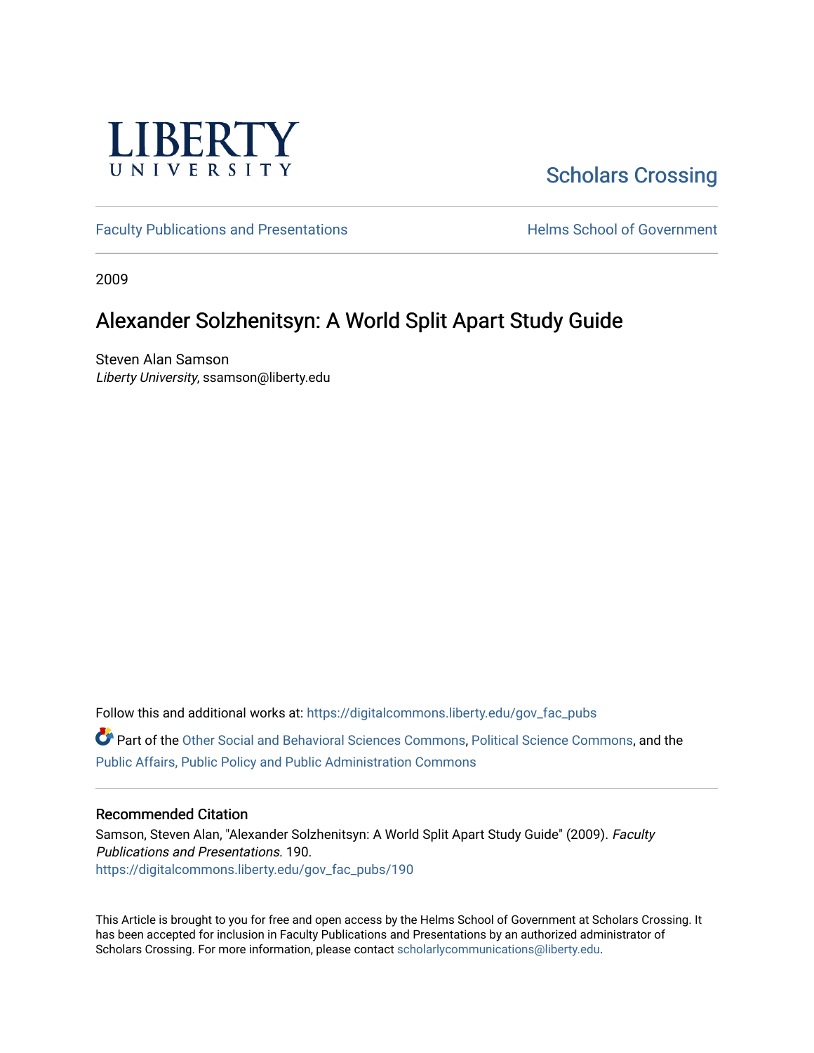Liberty University

Scholars Crossing

Faculty Publications and Presentations

Helms School of Government

2009

# Alexander Solzhenitsyn: A World Split Apart Study Guide

Steven Alan Samson
*Liberty University*, ssamson@liberty.edu

Follow this and additional works at: https://digitalcommons.liberty.edu/gov_fac_pubs

Part of the Other Social and Behavioral Sciences Commons, Political Science Commons, and the Public Affairs, Public Policy and Public Administration Commons

## Recommended Citation

Samson, Steven Alan, "Alexander Solzhenitsyn: A World Split Apart Study Guide" (2009). *Faculty Publications and Presentations*. 190.
https://digitalcommons.liberty.edu/gov_fac_pubs/190

This Article is brought to you for free and open access by the Helms School of Government at Scholars Crossing. It has been accepted for inclusion in Faculty Publications and Presentations by an authorized administrator of Scholars Crossing. For more information, please contact scholarlycommunications@liberty.edu.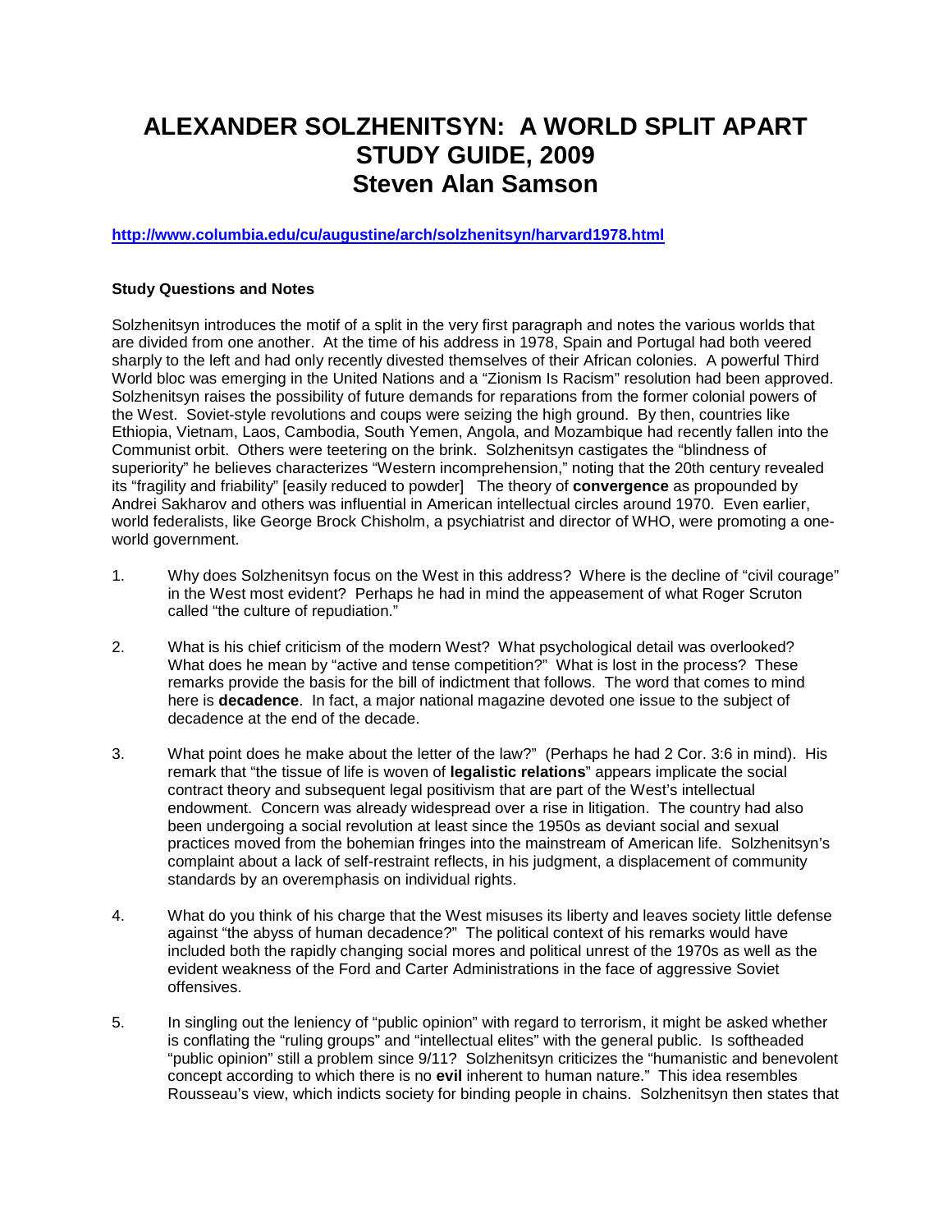# ALEXANDER SOLZHENITSYN: A WORLD SPLIT APART STUDY GUIDE, 2009 Steven Alan Samson

**http://www.columbia.edu/cu/augustine/arch/solzhenitsyn/harvard1978.html**

**Study Questions and Notes**

Solzhenitsyn introduces the motif of a split in the very first paragraph and notes the various worlds that are divided from one another. At the time of his address in 1978, Spain and Portugal had both veered sharply to the left and had only recently divested themselves of their African colonies. A powerful Third World bloc was emerging in the United Nations and a "Zionism Is Racism" resolution had been approved. Solzhenitsyn raises the possibility of future demands for reparations from the former colonial powers of the West. Soviet-style revolutions and coups were seizing the high ground. By then, countries like Ethiopia, Vietnam, Laos, Cambodia, South Yemen, Angola, and Mozambique had recently fallen into the Communist orbit. Others were teetering on the brink. Solzhenitsyn castigates the "blindness of superiority" he believes characterizes "Western incomprehension," noting that the 20th century revealed its "fragility and friability" [easily reduced to powder] The theory of **convergence** as propounded by Andrei Sakharov and others was influential in American intellectual circles around 1970. Even earlier, world federalists, like George Brock Chisholm, a psychiatrist and director of WHO, were promoting a one-world government.

1. Why does Solzhenitsyn focus on the West in this address? Where is the decline of "civil courage" in the West most evident? Perhaps he had in mind the appeasement of what Roger Scruton called "the culture of repudiation."

2. What is his chief criticism of the modern West? What psychological detail was overlooked? What does he mean by "active and tense competition?" What is lost in the process? These remarks provide the basis for the bill of indictment that follows. The word that comes to mind here is **decadence**. In fact, a major national magazine devoted one issue to the subject of decadence at the end of the decade.

3. What point does he make about the letter of the law?" (Perhaps he had 2 Cor. 3:6 in mind). His remark that "the tissue of life is woven of **legalistic relations**" appears implicate the social contract theory and subsequent legal positivism that are part of the West's intellectual endowment. Concern was already widespread over a rise in litigation. The country had also been undergoing a social revolution at least since the 1950s as deviant social and sexual practices moved from the bohemian fringes into the mainstream of American life. Solzhenitsyn's complaint about a lack of self-restraint reflects, in his judgment, a displacement of community standards by an overemphasis on individual rights.

4. What do you think of his charge that the West misuses its liberty and leaves society little defense against "the abyss of human decadence?" The political context of his remarks would have included both the rapidly changing social mores and political unrest of the 1970s as well as the evident weakness of the Ford and Carter Administrations in the face of aggressive Soviet offensives.

5. In singling out the leniency of "public opinion" with regard to terrorism, it might be asked whether is conflating the "ruling groups" and "intellectual elites" with the general public. Is softheaded "public opinion" still a problem since 9/11? Solzhenitsyn criticizes the "humanistic and benevolent concept according to which there is no **evil** inherent to human nature." This idea resembles Rousseau's view, which indicts society for binding people in chains. Solzhenitsyn then states that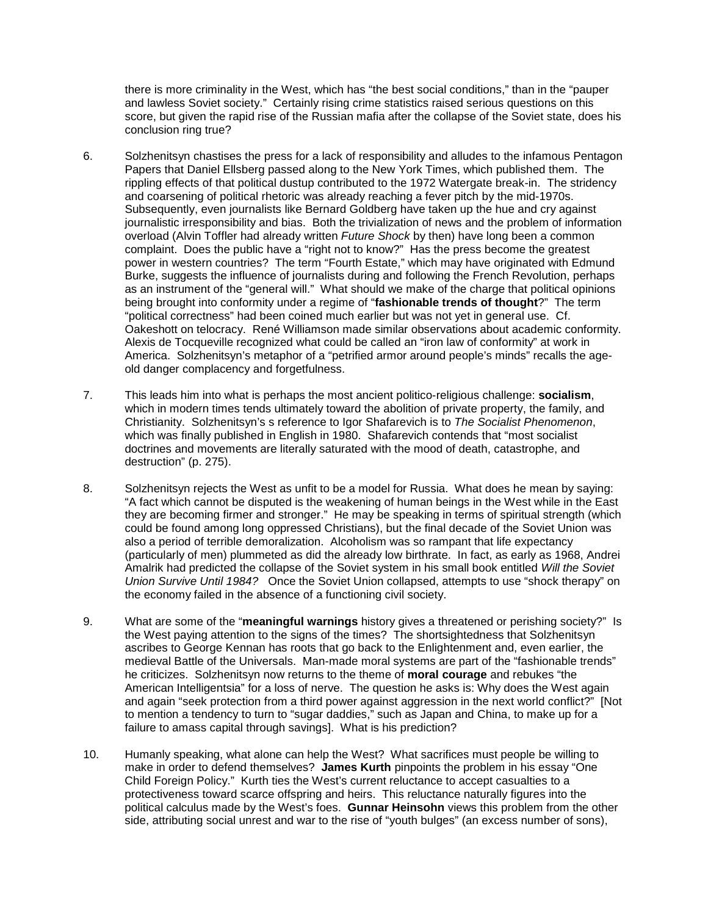there is more criminality in the West, which has "the best social conditions," than in the "pauper and lawless Soviet society." Certainly rising crime statistics raised serious questions on this score, but given the rapid rise of the Russian mafia after the collapse of the Soviet state, does his conclusion ring true?

6. Solzhenitsyn chastises the press for a lack of responsibility and alludes to the infamous Pentagon Papers that Daniel Ellsberg passed along to the New York Times, which published them. The rippling effects of that political dustup contributed to the 1972 Watergate break-in. The stridency and coarsening of political rhetoric was already reaching a fever pitch by the mid-1970s. Subsequently, even journalists like Bernard Goldberg have taken up the hue and cry against journalistic irresponsibility and bias. Both the trivialization of news and the problem of information overload (Alvin Toffler had already written *Future Shock* by then) have long been a common complaint. Does the public have a "right not to know?" Has the press become the greatest power in western countries? The term "Fourth Estate," which may have originated with Edmund Burke, suggests the influence of journalists during and following the French Revolution, perhaps as an instrument of the "general will." What should we make of the charge that political opinions being brought into conformity under a regime of "**fashionable trends of thought**?" The term "political correctness" had been coined much earlier but was not yet in general use. Cf. Oakeshott on telocracy. René Williamson made similar observations about academic conformity. Alexis de Tocqueville recognized what could be called an "iron law of conformity" at work in America. Solzhenitsyn's metaphor of a "petrified armor around people's minds" recalls the age-old danger complacency and forgetfulness.

7. This leads him into what is perhaps the most ancient politico-religious challenge: **socialism**, which in modern times tends ultimately toward the abolition of private property, the family, and Christianity. Solzhenitsyn's s reference to Igor Shafarevich is to *The Socialist Phenomenon*, which was finally published in English in 1980. Shafarevich contends that "most socialist doctrines and movements are literally saturated with the mood of death, catastrophe, and destruction" (p. 275).

8. Solzhenitsyn rejects the West as unfit to be a model for Russia. What does he mean by saying: "A fact which cannot be disputed is the weakening of human beings in the West while in the East they are becoming firmer and stronger." He may be speaking in terms of spiritual strength (which could be found among long oppressed Christians), but the final decade of the Soviet Union was also a period of terrible demoralization. Alcoholism was so rampant that life expectancy (particularly of men) plummeted as did the already low birthrate. In fact, as early as 1968, Andrei Amalrik had predicted the collapse of the Soviet system in his small book entitled *Will the Soviet Union Survive Until 1984?* Once the Soviet Union collapsed, attempts to use "shock therapy" on the economy failed in the absence of a functioning civil society.

9. What are some of the "**meaningful warnings** history gives a threatened or perishing society?" Is the West paying attention to the signs of the times? The shortsightedness that Solzhenitsyn ascribes to George Kennan has roots that go back to the Enlightenment and, even earlier, the medieval Battle of the Universals. Man-made moral systems are part of the "fashionable trends" he criticizes. Solzhenitsyn now returns to the theme of **moral courage** and rebukes "the American Intelligentsia" for a loss of nerve. The question he asks is: Why does the West again and again "seek protection from a third power against aggression in the next world conflict?" [Not to mention a tendency to turn to "sugar daddies," such as Japan and China, to make up for a failure to amass capital through savings]. What is his prediction?

10. Humanly speaking, what alone can help the West? What sacrifices must people be willing to make in order to defend themselves? **James Kurth** pinpoints the problem in his essay "One Child Foreign Policy." Kurth ties the West's current reluctance to accept casualties to a protectiveness toward scarce offspring and heirs. This reluctance naturally figures into the political calculus made by the West's foes. **Gunnar Heinsohn** views this problem from the other side, attributing social unrest and war to the rise of "youth bulges" (an excess number of sons),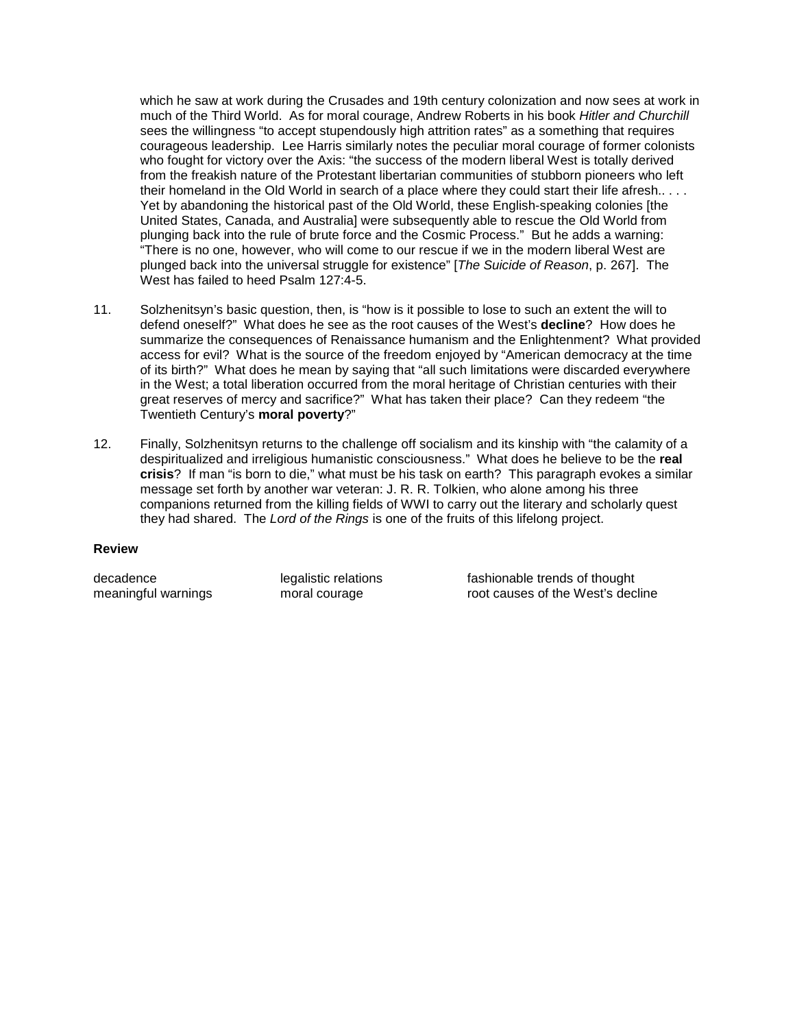which he saw at work during the Crusades and 19th century colonization and now sees at work in much of the Third World. As for moral courage, Andrew Roberts in his book *Hitler and Churchill* sees the willingness "to accept stupendously high attrition rates" as a something that requires courageous leadership. Lee Harris similarly notes the peculiar moral courage of former colonists who fought for victory over the Axis: "the success of the modern liberal West is totally derived from the freakish nature of the Protestant libertarian communities of stubborn pioneers who left their homeland in the Old World in search of a place where they could start their life afresh.. . . . Yet by abandoning the historical past of the Old World, these English-speaking colonies [the United States, Canada, and Australia] were subsequently able to rescue the Old World from plunging back into the rule of brute force and the Cosmic Process." But he adds a warning: "There is no one, however, who will come to our rescue if we in the modern liberal West are plunged back into the universal struggle for existence" [*The Suicide of Reason*, p. 267]. The West has failed to heed Psalm 127:4-5.

11. Solzhenitsyn's basic question, then, is "how is it possible to lose to such an extent the will to defend oneself?" What does he see as the root causes of the West's **decline**? How does he summarize the consequences of Renaissance humanism and the Enlightenment? What provided access for evil? What is the source of the freedom enjoyed by "American democracy at the time of its birth?" What does he mean by saying that "all such limitations were discarded everywhere in the West; a total liberation occurred from the moral heritage of Christian centuries with their great reserves of mercy and sacrifice?" What has taken their place? Can they redeem "the Twentieth Century's **moral poverty**?"

12. Finally, Solzhenitsyn returns to the challenge off socialism and its kinship with "the calamity of a despiritualized and irreligious humanistic consciousness." What does he believe to be the **real crisis**? If man "is born to die," what must be his task on earth? This paragraph evokes a similar message set forth by another war veteran: J. R. R. Tolkien, who alone among his three companions returned from the killing fields of WWI to carry out the literary and scholarly quest they had shared. The *Lord of the Rings* is one of the fruits of this lifelong project.

**Review**

| | | |
|---|---|---|
| decadence | legalistic relations | fashionable trends of thought |
| meaningful warnings | moral courage | root causes of the West's decline |